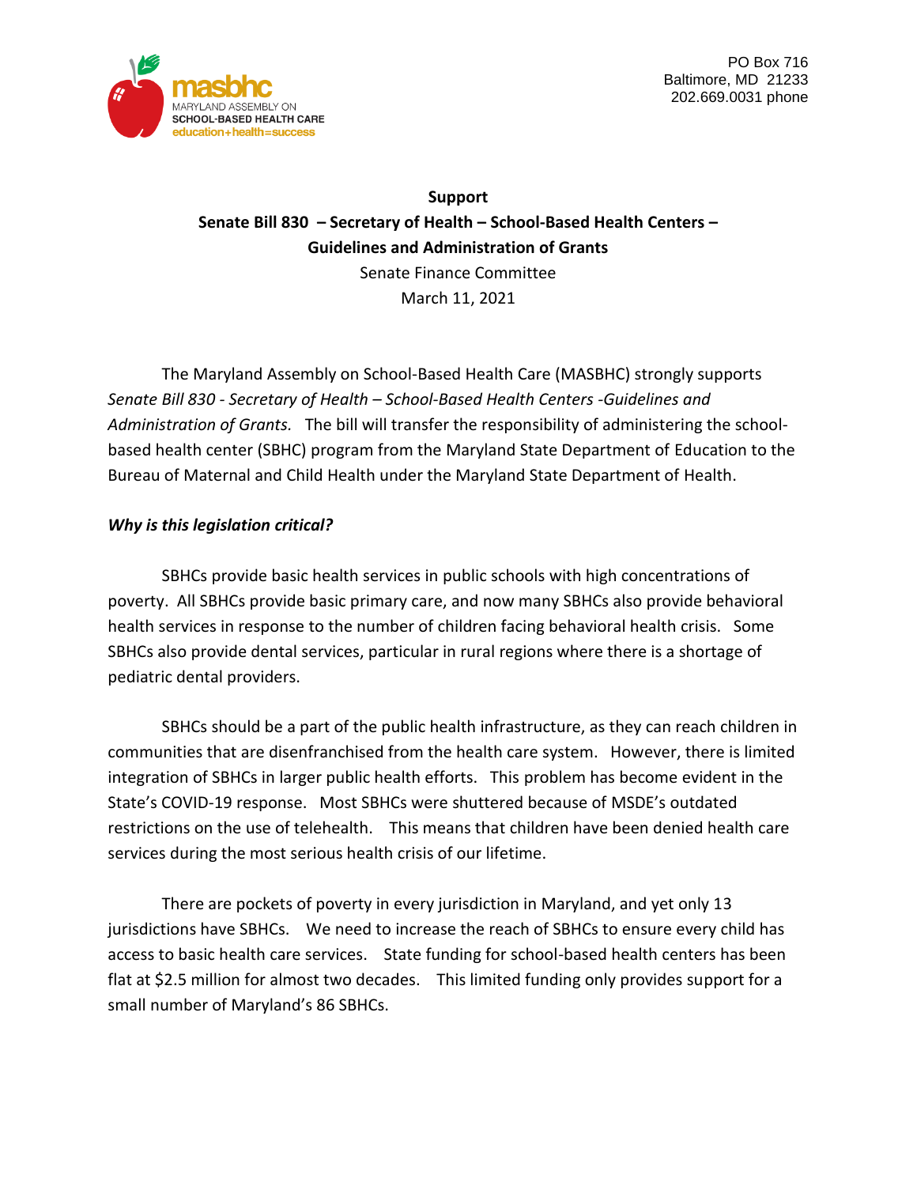masbhc
MARYLAND ASSEMBLY ON
SCHOOL-BASED HEALTH CARE
education+health=success

PO Box 716
Baltimore, MD 21233
202.669.0031 phone

**Support**
**Senate Bill 830 – Secretary of Health – School-Based Health Centers – Guidelines and Administration of Grants**
Senate Finance Committee
March 11, 2021

The Maryland Assembly on School-Based Health Care (MASBHC) strongly supports *Senate Bill 830 - Secretary of Health – School-Based Health Centers -Guidelines and Administration of Grants.* The bill will transfer the responsibility of administering the school-based health center (SBHC) program from the Maryland State Department of Education to the Bureau of Maternal and Child Health under the Maryland State Department of Health.

***Why is this legislation critical?***

SBHCs provide basic health services in public schools with high concentrations of poverty. All SBHCs provide basic primary care, and now many SBHCs also provide behavioral health services in response to the number of children facing behavioral health crisis. Some SBHCs also provide dental services, particular in rural regions where there is a shortage of pediatric dental providers.

SBHCs should be a part of the public health infrastructure, as they can reach children in communities that are disenfranchised from the health care system. However, there is limited integration of SBHCs in larger public health efforts. This problem has become evident in the State's COVID-19 response. Most SBHCs were shuttered because of MSDE's outdated restrictions on the use of telehealth. This means that children have been denied health care services during the most serious health crisis of our lifetime.

There are pockets of poverty in every jurisdiction in Maryland, and yet only 13 jurisdictions have SBHCs. We need to increase the reach of SBHCs to ensure every child has access to basic health care services. State funding for school-based health centers has been flat at $2.5 million for almost two decades. This limited funding only provides support for a small number of Maryland's 86 SBHCs.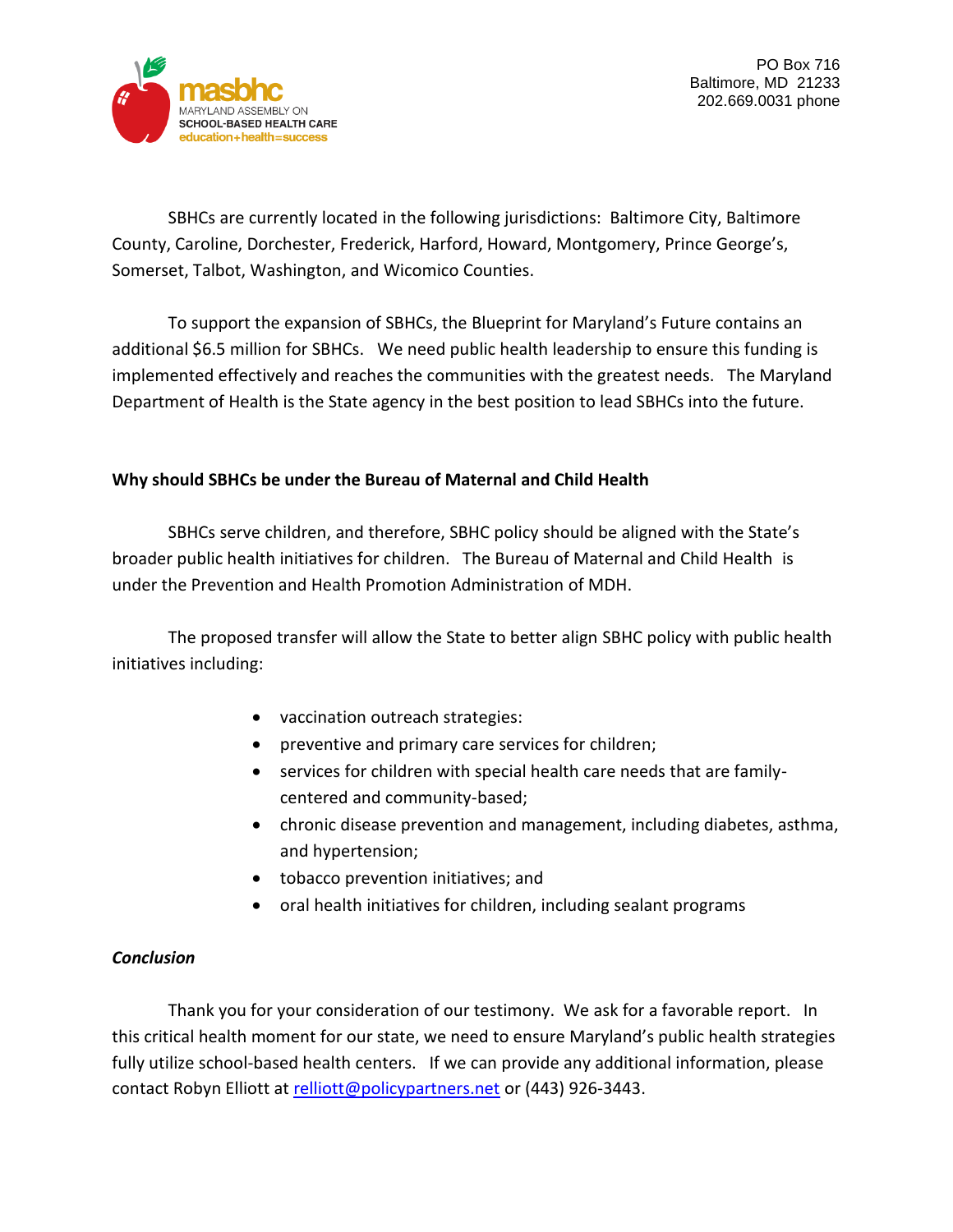SBHCs are currently located in the following jurisdictions: Baltimore City, Baltimore County, Caroline, Dorchester, Frederick, Harford, Howard, Montgomery, Prince George's, Somerset, Talbot, Washington, and Wicomico Counties.

To support the expansion of SBHCs, the Blueprint for Maryland's Future contains an additional $6.5 million for SBHCs. We need public health leadership to ensure this funding is implemented effectively and reaches the communities with the greatest needs. The Maryland Department of Health is the State agency in the best position to lead SBHCs into the future.

**Why should SBHCs be under the Bureau of Maternal and Child Health**

SBHCs serve children, and therefore, SBHC policy should be aligned with the State's broader public health initiatives for children. The Bureau of Maternal and Child Health is under the Prevention and Health Promotion Administration of MDH.

The proposed transfer will allow the State to better align SBHC policy with public health initiatives including:

- vaccination outreach strategies:
- preventive and primary care services for children;
- services for children with special health care needs that are family-centered and community-based;
- chronic disease prevention and management, including diabetes, asthma, and hypertension;
- tobacco prevention initiatives; and
- oral health initiatives for children, including sealant programs

***Conclusion***

Thank you for your consideration of our testimony. We ask for a favorable report. In this critical health moment for our state, we need to ensure Maryland's public health strategies fully utilize school-based health centers. If we can provide any additional information, please contact Robyn Elliott at relliott@policypartners.net or (443) 926-3443.